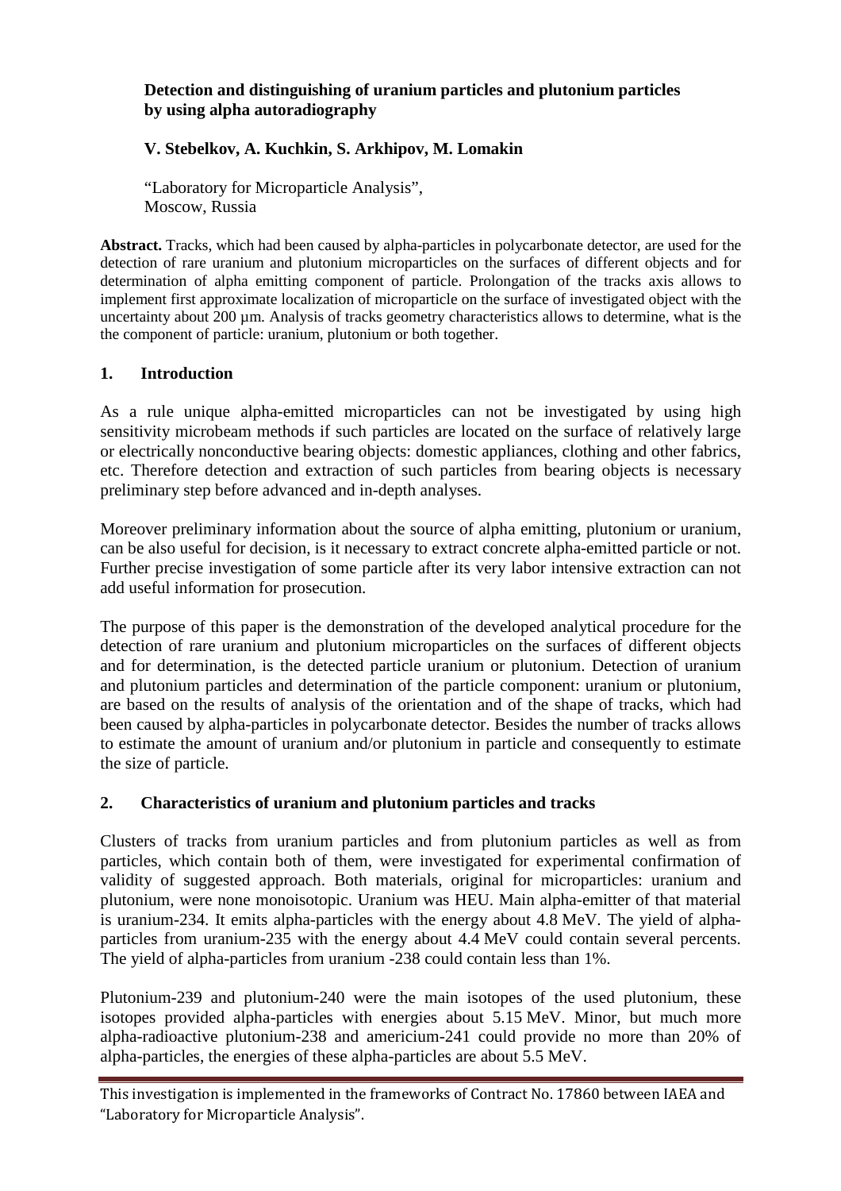**Detection and distinguishing of uranium particles and plutonium particles by using alpha autoradiography**

**V. Stebelkov, A. Kuchkin, S. Arkhipov, M. Lomakin**

"Laboratory for Microparticle Analysis",
Moscow, Russia

**Abstract.** Tracks, which had been caused by alpha-particles in polycarbonate detector, are used for the detection of rare uranium and plutonium microparticles on the surfaces of different objects and for determination of alpha emitting component of particle. Prolongation of the tracks axis allows to implement first approximate localization of microparticle on the surface of investigated object with the uncertainty about 200 µm. Analysis of tracks geometry characteristics allows to determine, what is the the component of particle: uranium, plutonium or both together.

## 1. Introduction

As a rule unique alpha-emitted microparticles can not be investigated by using high sensitivity microbeam methods if such particles are located on the surface of relatively large or electrically nonconductive bearing objects: domestic appliances, clothing and other fabrics, etc. Therefore detection and extraction of such particles from bearing objects is necessary preliminary step before advanced and in-depth analyses.

Moreover preliminary information about the source of alpha emitting, plutonium or uranium, can be also useful for decision, is it necessary to extract concrete alpha-emitted particle or not. Further precise investigation of some particle after its very labor intensive extraction can not add useful information for prosecution.

The purpose of this paper is the demonstration of the developed analytical procedure for the detection of rare uranium and plutonium microparticles on the surfaces of different objects and for determination, is the detected particle uranium or plutonium. Detection of uranium and plutonium particles and determination of the particle component: uranium or plutonium, are based on the results of analysis of the orientation and of the shape of tracks, which had been caused by alpha-particles in polycarbonate detector. Besides the number of tracks allows to estimate the amount of uranium and/or plutonium in particle and consequently to estimate the size of particle.

## 2. Characteristics of uranium and plutonium particles and tracks

Clusters of tracks from uranium particles and from plutonium particles as well as from particles, which contain both of them, were investigated for experimental confirmation of validity of suggested approach. Both materials, original for microparticles: uranium and plutonium, were none monoisotopic. Uranium was HEU. Main alpha-emitter of that material is uranium-234. It emits alpha-particles with the energy about 4.8 MeV. The yield of alpha-particles from uranium-235 with the energy about 4.4 MeV could contain several percents. The yield of alpha-particles from uranium -238 could contain less than 1%.

Plutonium-239 and plutonium-240 were the main isotopes of the used plutonium, these isotopes provided alpha-particles with energies about 5.15 MeV. Minor, but much more alpha-radioactive plutonium-238 and americium-241 could provide no more than 20% of alpha-particles, the energies of these alpha-particles are about 5.5 MeV.

This investigation is implemented in the frameworks of Contract No. 17860 between IAEA and "Laboratory for Microparticle Analysis".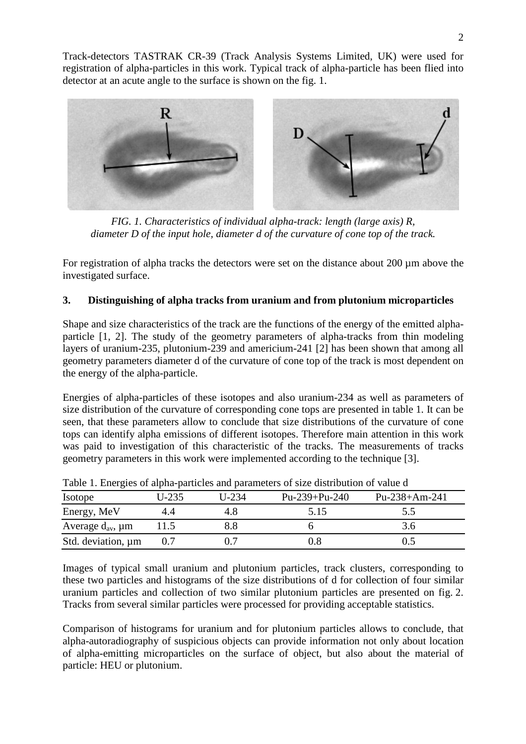Track-detectors TASTRAK CR-39 (Track Analysis Systems Limited, UK) were used for registration of alpha-particles in this work. Typical track of alpha-particle has been flied into detector at an acute angle to the surface is shown on the fig. 1.

*FIG. 1. Characteristics of individual alpha-track: length (large axis) R, diameter D of the input hole, diameter d of the curvature of cone top of the track.*

For registration of alpha tracks the detectors were set on the distance about 200 µm above the investigated surface.

### 3. Distinguishing of alpha tracks from uranium and from plutonium microparticles

Shape and size characteristics of the track are the functions of the energy of the emitted alpha-particle [1, 2]. The study of the geometry parameters of alpha-tracks from thin modeling layers of uranium-235, plutonium-239 and americium-241 [2] has been shown that among all geometry parameters diameter d of the curvature of cone top of the track is most dependent on the energy of the alpha-particle.

Energies of alpha-particles of these isotopes and also uranium-234 as well as parameters of size distribution of the curvature of corresponding cone tops are presented in table 1. It can be seen, that these parameters allow to conclude that size distributions of the curvature of cone tops can identify alpha emissions of different isotopes. Therefore main attention in this work was paid to investigation of this characteristic of the tracks. The measurements of tracks geometry parameters in this work were implemented according to the technique [3].

Table 1. Energies of alpha-particles and parameters of size distribution of value d

| Isotope | U-235 | U-234 | Pu-239+Pu-240 | Pu-238+Am-241 |
|---|---|---|---|---|
| Energy, MeV | 4.4 | 4.8 | 5.15 | 5.5 |
| Average $d_{av}$, µm | 11.5 | 8.8 | 6 | 3.6 |
| Std. deviation, µm | 0.7 | 0.7 | 0.8 | 0.5 |

Images of typical small uranium and plutonium particles, track clusters, corresponding to these two particles and histograms of the size distributions of d for collection of four similar uranium particles and collection of two similar plutonium particles are presented on fig. 2. Tracks from several similar particles were processed for providing acceptable statistics.

Comparison of histograms for uranium and for plutonium particles allows to conclude, that alpha-autoradiography of suspicious objects can provide information not only about location of alpha-emitting microparticles on the surface of object, but also about the material of particle: HEU or plutonium.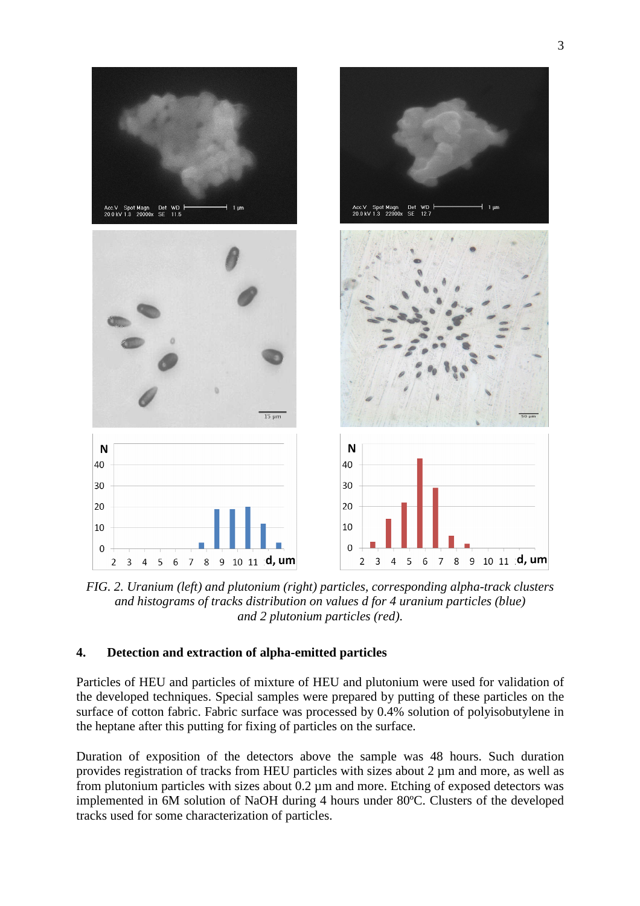FIG. 2. *Uranium (left) and plutonium (right) particles, corresponding alpha-track clusters and histograms of tracks distribution on values d for 4 uranium particles (blue) and 2 plutonium particles (red).*

## 4. Detection and extraction of alpha-emitted particles

Particles of HEU and particles of mixture of HEU and plutonium were used for validation of the developed techniques. Special samples were prepared by putting of these particles on the surface of cotton fabric. Fabric surface was processed by 0.4% solution of polyisobutylene in the heptane after this putting for fixing of particles on the surface.

Duration of exposition of the detectors above the sample was 48 hours. Such duration provides registration of tracks from HEU particles with sizes about 2 µm and more, as well as from plutonium particles with sizes about 0.2 µm and more. Etching of exposed detectors was implemented in 6M solution of NaOH during 4 hours under 80ºC. Clusters of the developed tracks used for some characterization of particles.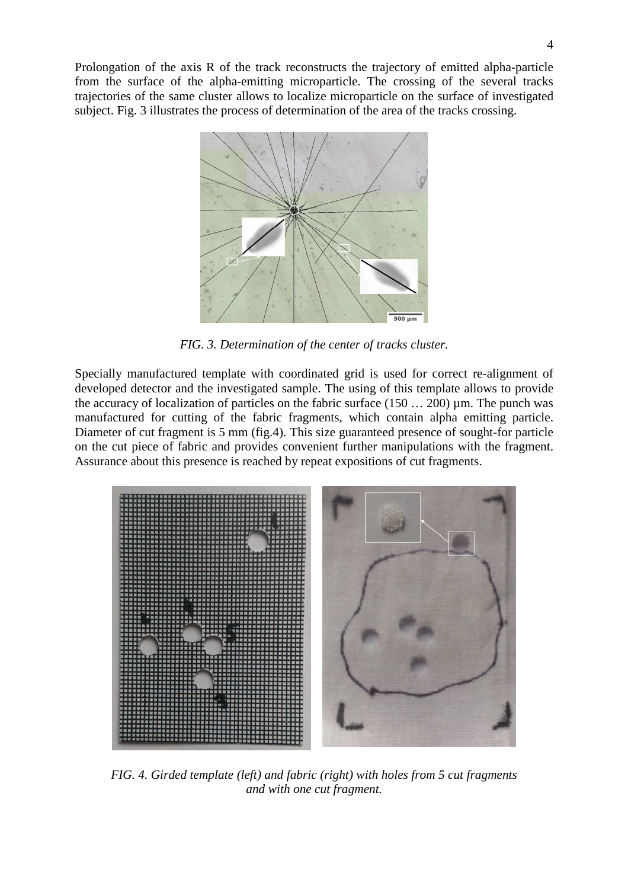Prolongation of the axis R of the track reconstructs the trajectory of emitted alpha-particle from the surface of the alpha-emitting microparticle. The crossing of the several tracks trajectories of the same cluster allows to localize microparticle on the surface of investigated subject. Fig. 3 illustrates the process of determination of the area of the tracks crossing.

*FIG. 3. Determination of the center of tracks cluster.*

Specially manufactured template with coordinated grid is used for correct re-alignment of developed detector and the investigated sample. The using of this template allows to provide the accuracy of localization of particles on the fabric surface (150 … 200) µm. The punch was manufactured for cutting of the fabric fragments, which contain alpha emitting particle. Diameter of cut fragment is 5 mm (fig.4). This size guaranteed presence of sought-for particle on the cut piece of fabric and provides convenient further manipulations with the fragment. Assurance about this presence is reached by repeat expositions of cut fragments.

*FIG. 4. Girded template (left) and fabric (right) with holes from 5 cut fragments and with one cut fragment.*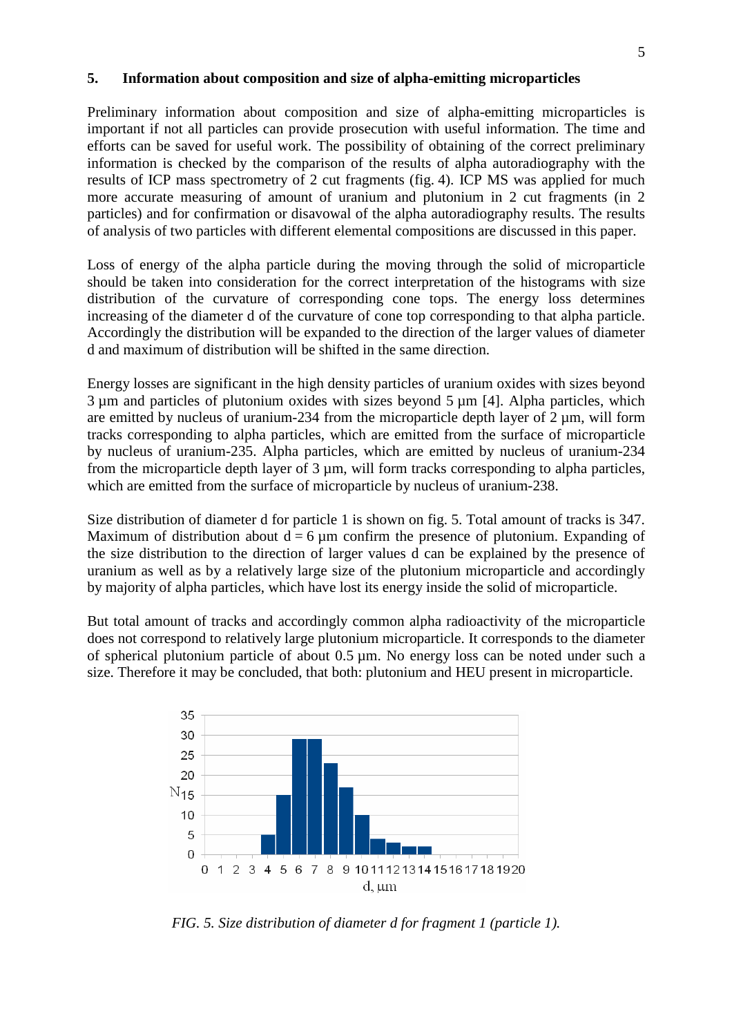## 5. Information about composition and size of alpha-emitting microparticles

Preliminary information about composition and size of alpha-emitting microparticles is important if not all particles can provide prosecution with useful information. The time and efforts can be saved for useful work. The possibility of obtaining of the correct preliminary information is checked by the comparison of the results of alpha autoradiography with the results of ICP mass spectrometry of 2 cut fragments (fig. 4). ICP MS was applied for much more accurate measuring of amount of uranium and plutonium in 2 cut fragments (in 2 particles) and for confirmation or disavowal of the alpha autoradiography results. The results of analysis of two particles with different elemental compositions are discussed in this paper.

Loss of energy of the alpha particle during the moving through the solid of microparticle should be taken into consideration for the correct interpretation of the histograms with size distribution of the curvature of corresponding cone tops. The energy loss determines increasing of the diameter d of the curvature of cone top corresponding to that alpha particle. Accordingly the distribution will be expanded to the direction of the larger values of diameter d and maximum of distribution will be shifted in the same direction.

Energy losses are significant in the high density particles of uranium oxides with sizes beyond 3 µm and particles of plutonium oxides with sizes beyond 5 µm [4]. Alpha particles, which are emitted by nucleus of uranium-234 from the microparticle depth layer of 2 µm, will form tracks corresponding to alpha particles, which are emitted from the surface of microparticle by nucleus of uranium-235. Alpha particles, which are emitted by nucleus of uranium-234 from the microparticle depth layer of 3 µm, will form tracks corresponding to alpha particles, which are emitted from the surface of microparticle by nucleus of uranium-238.

Size distribution of diameter d for particle 1 is shown on fig. 5. Total amount of tracks is 347. Maximum of distribution about d = 6 µm confirm the presence of plutonium. Expanding of the size distribution to the direction of larger values d can be explained by the presence of uranium as well as by a relatively large size of the plutonium microparticle and accordingly by majority of alpha particles, which have lost its energy inside the solid of microparticle.

But total amount of tracks and accordingly common alpha radioactivity of the microparticle does not correspond to relatively large plutonium microparticle. It corresponds to the diameter of spherical plutonium particle of about 0.5 µm. No energy loss can be noted under such a size. Therefore it may be concluded, that both: plutonium and HEU present in microparticle.

*FIG. 5. Size distribution of diameter d for fragment 1 (particle 1).*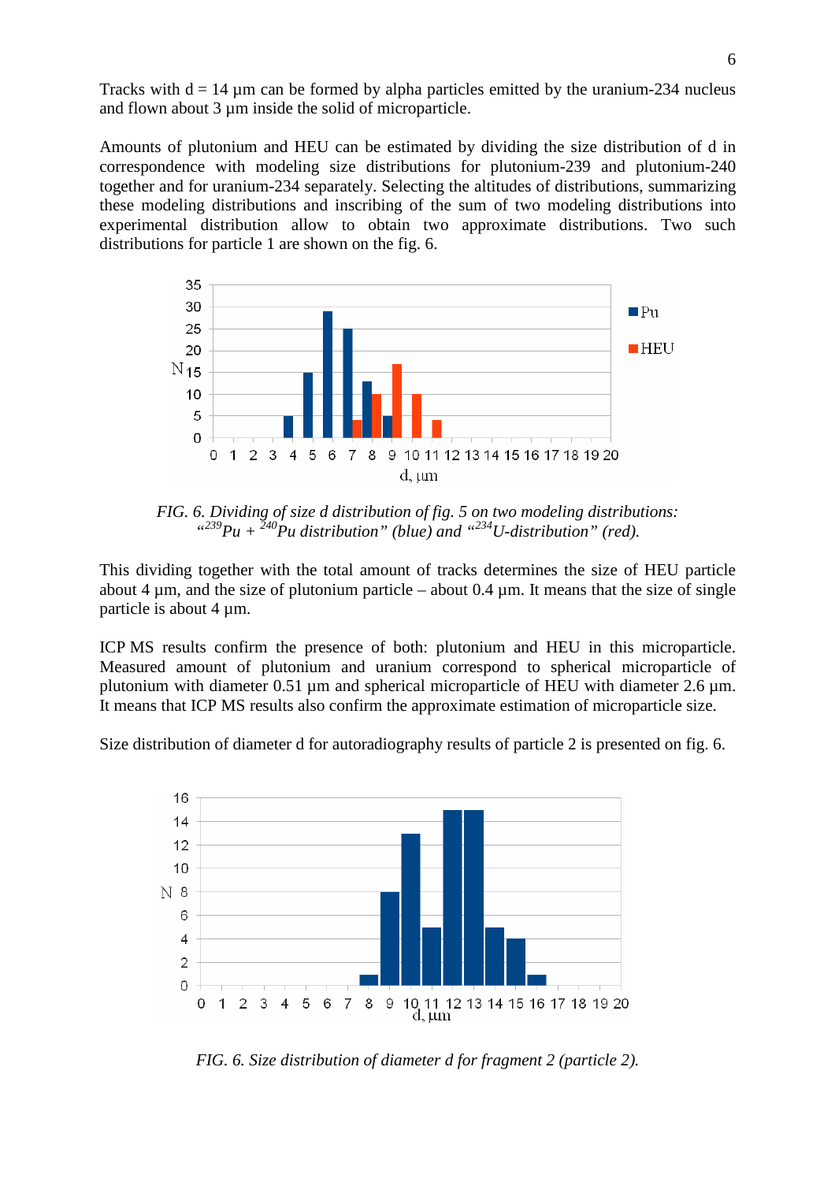Tracks with d = 14 µm can be formed by alpha particles emitted by the uranium-234 nucleus and flown about 3 µm inside the solid of microparticle.

Amounts of plutonium and HEU can be estimated by dividing the size distribution of d in correspondence with modeling size distributions for plutonium-239 and plutonium-240 together and for uranium-234 separately. Selecting the altitudes of distributions, summarizing these modeling distributions and inscribing of the sum of two modeling distributions into experimental distribution allow to obtain two approximate distributions. Two such distributions for particle 1 are shown on the fig. 6.

*FIG. 6. Dividing of size d distribution of fig. 5 on two modeling distributions: "$^{239}$Pu + $^{240}$Pu distribution" (blue) and "$^{234}$U-distribution" (red).*

This dividing together with the total amount of tracks determines the size of HEU particle about 4 µm, and the size of plutonium particle – about 0.4 µm. It means that the size of single particle is about 4 µm.

ICP MS results confirm the presence of both: plutonium and HEU in this microparticle. Measured amount of plutonium and uranium correspond to spherical microparticle of plutonium with diameter 0.51 µm and spherical microparticle of HEU with diameter 2.6 µm. It means that ICP MS results also confirm the approximate estimation of microparticle size.

Size distribution of diameter d for autoradiography results of particle 2 is presented on fig. 6.

*FIG. 6. Size distribution of diameter d for fragment 2 (particle 2).*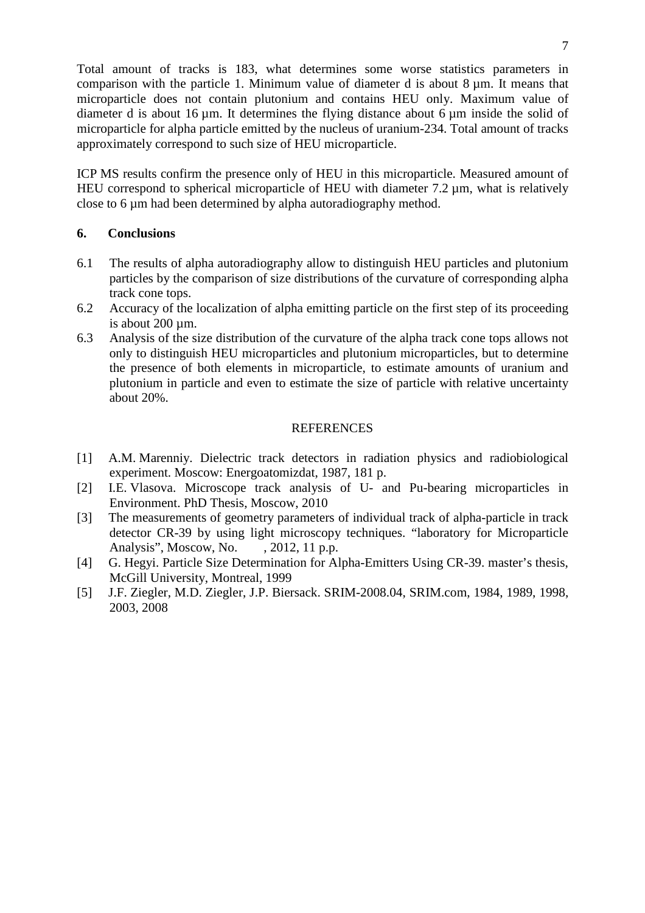Total amount of tracks is 183, what determines some worse statistics parameters in comparison with the particle 1. Minimum value of diameter d is about 8 µm. It means that microparticle does not contain plutonium and contains HEU only. Maximum value of diameter d is about 16 µm. It determines the flying distance about 6 µm inside the solid of microparticle for alpha particle emitted by the nucleus of uranium-234. Total amount of tracks approximately correspond to such size of HEU microparticle.

ICP MS results confirm the presence only of HEU in this microparticle. Measured amount of HEU correspond to spherical microparticle of HEU with diameter 7.2 µm, what is relatively close to 6 µm had been determined by alpha autoradiography method.

## 6. Conclusions

6.1 The results of alpha autoradiography allow to distinguish HEU particles and plutonium particles by the comparison of size distributions of the curvature of corresponding alpha track cone tops.

6.2 Accuracy of the localization of alpha emitting particle on the first step of its proceeding is about 200 µm.

6.3 Analysis of the size distribution of the curvature of the alpha track cone tops allows not only to distinguish HEU microparticles and plutonium microparticles, but to determine the presence of both elements in microparticle, to estimate amounts of uranium and plutonium in particle and even to estimate the size of particle with relative uncertainty about 20%.

## REFERENCES

[1] A.M. Marenniy. Dielectric track detectors in radiation physics and radiobiological experiment. Moscow: Energoatomizdat, 1987, 181 p.

[2] I.E. Vlasova. Microscope track analysis of U- and Pu-bearing microparticles in Environment. PhD Thesis, Moscow, 2010

[3] The measurements of geometry parameters of individual track of alpha-particle in track detector CR-39 by using light microscopy techniques. "laboratory for Microparticle Analysis", Moscow, No. , 2012, 11 p.p.

[4] G. Hegyi. Particle Size Determination for Alpha-Emitters Using CR-39. master's thesis, McGill University, Montreal, 1999

[5] J.F. Ziegler, M.D. Ziegler, J.P. Biersack. SRIM-2008.04, SRIM.com, 1984, 1989, 1998, 2003, 2008